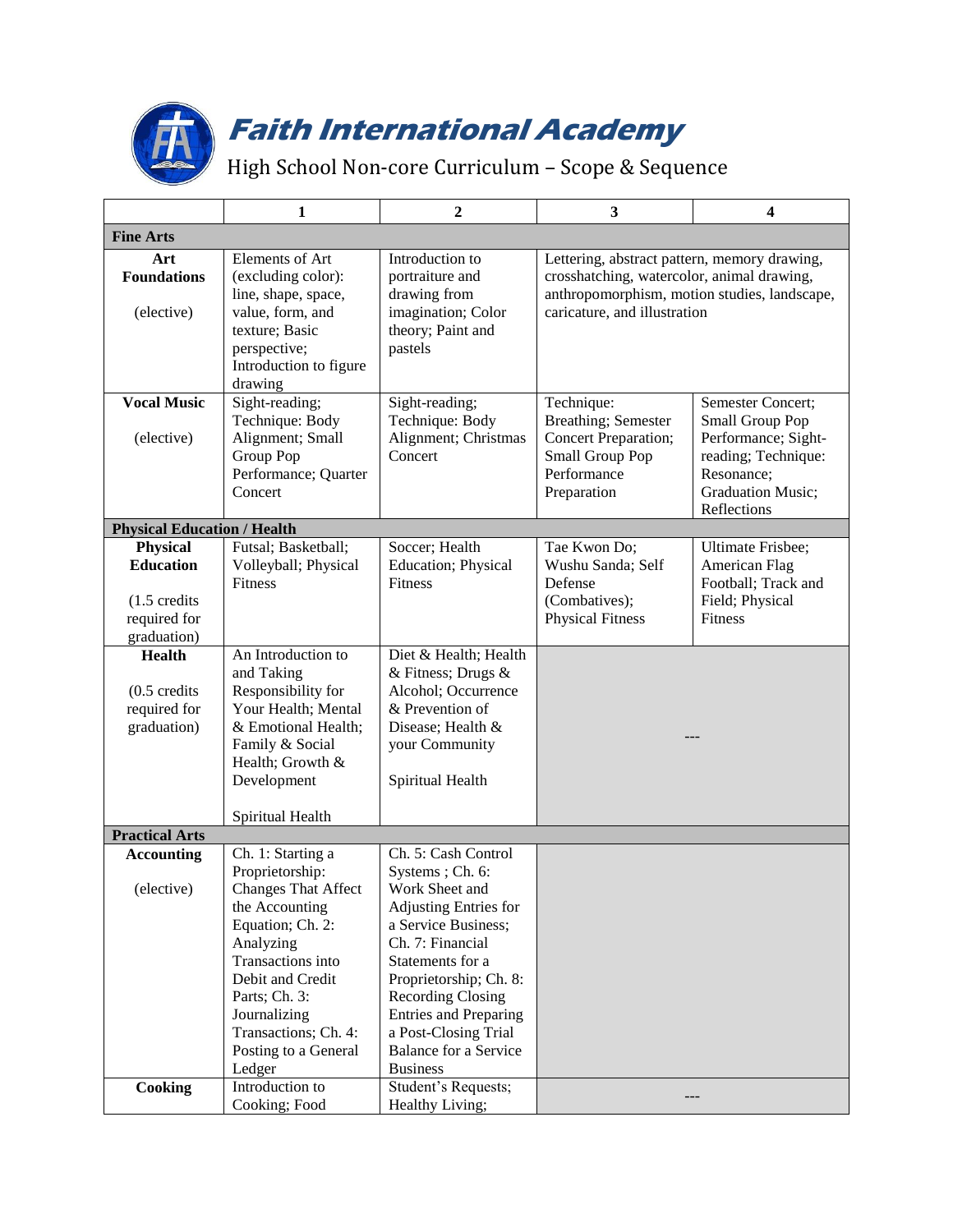# Faith International Academy

## High School Non-core Curriculum – Scope & Sequence

| | 1 | 2 | 3 | 4 |
|---|---|---|---|---|
| **Fine Arts** | | | | |
| **Art Foundations** (elective) | Elements of Art (excluding color): line, shape, space, value, form, and texture; Basic perspective; Introduction to figure drawing | Introduction to portraiture and drawing from imagination; Color theory; Paint and pastels | Lettering, abstract pattern, memory drawing, crosshatching, watercolor, animal drawing, anthropomorphism, motion studies, landscape, caricature, and illustration | |
| **Vocal Music** (elective) | Sight-reading; Technique: Body Alignment; Small Group Pop Performance; Quarter Concert | Sight-reading; Technique: Body Alignment; Christmas Concert | Technique: Breathing; Semester Concert Preparation; Small Group Pop Performance Preparation | Semester Concert; Small Group Pop Performance; Sight-reading; Technique: Resonance; Graduation Music; Reflections |
| **Physical Education / Health** | | | | |
| **Physical Education** (1.5 credits required for graduation) | Futsal; Basketball; Volleyball; Physical Fitness | Soccer; Health Education; Physical Fitness | Tae Kwon Do; Wushu Sanda; Self Defense (Combatives); Physical Fitness | Ultimate Frisbee; American Flag Football; Track and Field; Physical Fitness |
| **Health** (0.5 credits required for graduation) | An Introduction to and Taking Responsibility for Your Health; Mental & Emotional Health; Family & Social Health; Growth & Development<br><br>Spiritual Health | Diet & Health; Health & Fitness; Drugs & Alcohol; Occurrence & Prevention of Disease; Health & your Community<br><br>Spiritual Health | --- | |
| **Practical Arts** | | | | |
| **Accounting** (elective) | Ch. 1: Starting a Proprietorship: Changes That Affect the Accounting Equation; Ch. 2: Analyzing Transactions into Debit and Credit Parts; Ch. 3: Journalizing Transactions; Ch. 4: Posting to a General Ledger | Ch. 5: Cash Control Systems ; Ch. 6: Work Sheet and Adjusting Entries for a Service Business; Ch. 7: Financial Statements for a Proprietorship; Ch. 8: Recording Closing Entries and Preparing a Post-Closing Trial Balance for a Service Business | | |
| **Cooking** | Introduction to Cooking; Food | Student's Requests; Healthy Living; | --- | |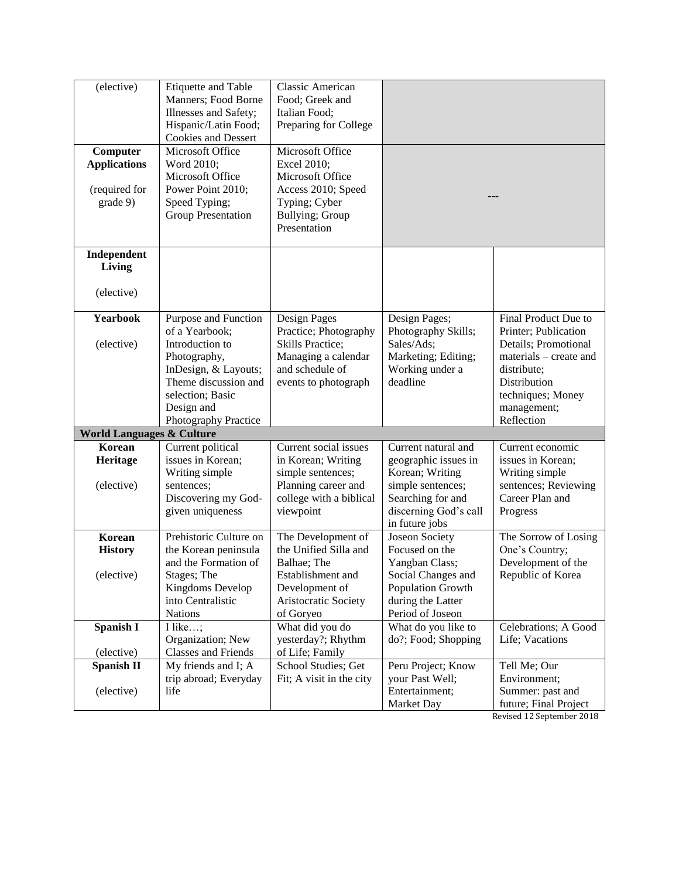| | | | | |
|---|---|---|---|---|
| (elective) | Etiquette and Table Manners; Food Borne Illnesses and Safety; Hispanic/Latin Food; Cookies and Dessert | Classic American Food; Greek and Italian Food; Preparing for College | | |
| **Computer Applications**<br><br>(required for grade 9) | Microsoft Office Word 2010; Microsoft Office Power Point 2010; Speed Typing; Group Presentation | Microsoft Office Excel 2010; Microsoft Office Access 2010; Speed Typing; Cyber Bullying; Group Presentation | --- | |
| **Independent Living**<br><br>(elective) | | | | |
| **Yearbook**<br><br>(elective) | Purpose and Function of a Yearbook; Introduction to Photography, InDesign, & Layouts; Theme discussion and selection; Basic Design and Photography Practice | Design Pages Practice; Photography Skills Practice; Managing a calendar and schedule of events to photograph | Design Pages; Photography Skills; Sales/Ads; Marketing; Editing; Working under a deadline | Final Product Due to Printer; Publication Details; Promotional materials – create and distribute; Distribution techniques; Money management; Reflection |
| **World Languages & Culture** | | | | |
| **Korean Heritage**<br><br>(elective) | Current political issues in Korean; Writing simple sentences; Discovering my God-given uniqueness | Current social issues in Korean; Writing simple sentences; Planning career and college with a biblical viewpoint | Current natural and geographic issues in Korean; Writing simple sentences; Searching for and discerning God's call in future jobs | Current economic issues in Korean; Writing simple sentences; Reviewing Career Plan and Progress |
| **Korean History**<br><br>(elective) | Prehistoric Culture on the Korean peninsula and the Formation of Stages; The Kingdoms Develop into Centralistic Nations | The Development of the Unified Silla and Balhae; The Establishment and Development of Aristocratic Society of Goryeo | Joseon Society Focused on the Yangban Class; Social Changes and Population Growth during the Latter Period of Joseon | The Sorrow of Losing One's Country; Development of the Republic of Korea |
| **Spanish I**<br><br>(elective) | I like…; Organization; New Classes and Friends | What did you do yesterday?; Rhythm of Life; Family | What do you like to do?; Food; Shopping | Celebrations; A Good Life; Vacations |
| **Spanish II**<br><br>(elective) | My friends and I; A trip abroad; Everyday life | School Studies; Get Fit; A visit in the city | Peru Project; Know your Past Well; Entertainment; Market Day | Tell Me; Our Environment; Summer: past and future; Final Project |

Revised 12 September 2018